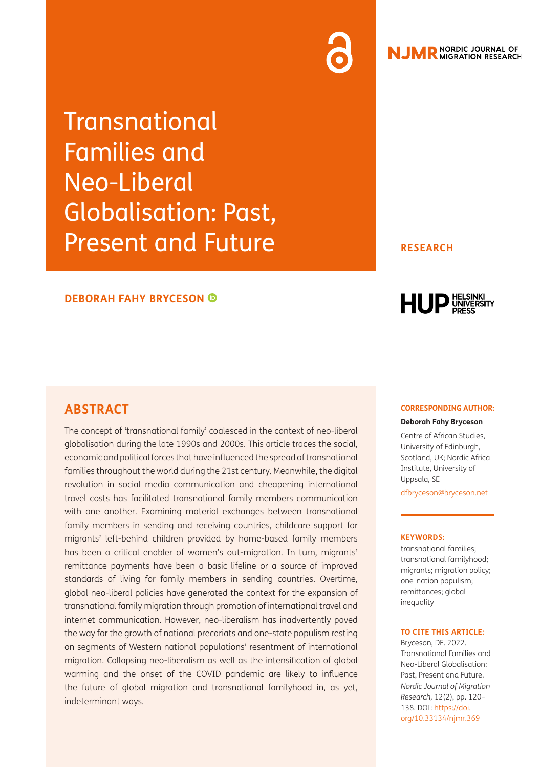# Transnational Families and Neo-Liberal Globalisation: Past, Present and Future

RESEARCH

**DEBORAH FAHY BRYCESON**

## ABSTRACT

The concept of 'transnational family' coalesced in the context of neo-liberal globalisation during the late 1990s and 2000s. This article traces the social, economic and political forces that have influenced the spread of transnational families throughout the world during the 21st century. Meanwhile, the digital revolution in social media communication and cheapening international travel costs has facilitated transnational family members communication with one another. Examining material exchanges between transnational family members in sending and receiving countries, childcare support for migrants' left-behind children provided by home-based family members has been a critical enabler of women's out-migration. In turn, migrants' remittance payments have been a basic lifeline or a source of improved standards of living for family members in sending countries. Overtime, global neo-liberal policies have generated the context for the expansion of transnational family migration through promotion of international travel and internet communication. However, neo-liberalism has inadvertently paved the way for the growth of national precariats and one-state populism resting on segments of Western national populations' resentment of international migration. Collapsing neo-liberalism as well as the intensification of global warming and the onset of the COVID pandemic are likely to influence the future of global migration and transnational familyhood in, as yet, indeterminant ways.

**CORRESPONDING AUTHOR:**

**Deborah Fahy Bryceson**

Centre of African Studies, University of Edinburgh, Scotland, UK; Nordic Africa Institute, University of Uppsala, SE

dfbryceson@bryceson.net

**KEYWORDS:**

transnational families; transnational familyhood; migrants; migration policy; one-nation populism; remittances; global inequality

**TO CITE THIS ARTICLE:**

Bryceson, DF. 2022. Transnational Families and Neo-Liberal Globalisation: Past, Present and Future. *Nordic Journal of Migration Research*, 12(2), pp. 120–138. DOI: https://doi.org/10.33134/njmr.369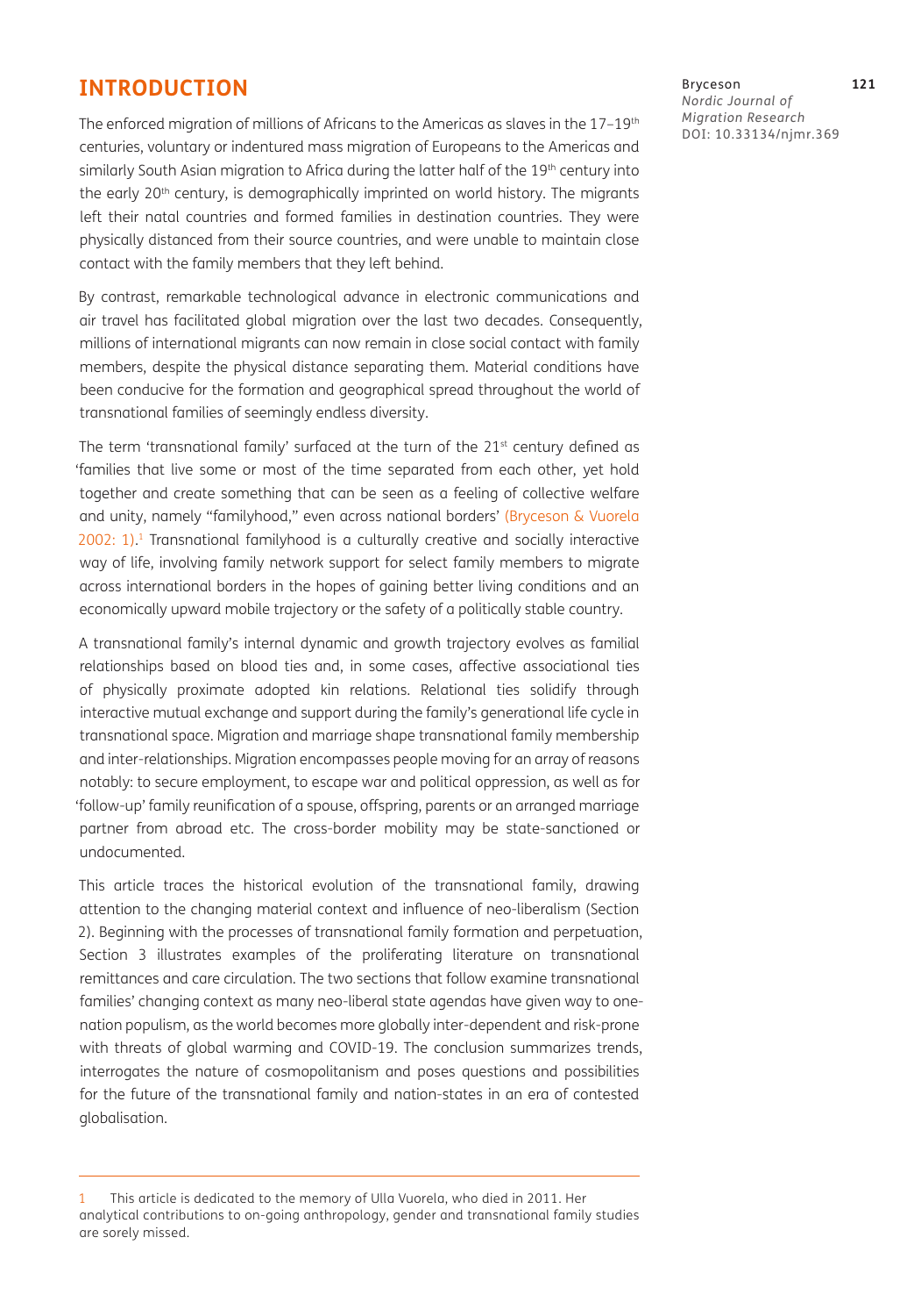## INTRODUCTION

The enforced migration of millions of Africans to the Americas as slaves in the 17–19th centuries, voluntary or indentured mass migration of Europeans to the Americas and similarly South Asian migration to Africa during the latter half of the 19th century into the early 20th century, is demographically imprinted on world history. The migrants left their natal countries and formed families in destination countries. They were physically distanced from their source countries, and were unable to maintain close contact with the family members that they left behind.

By contrast, remarkable technological advance in electronic communications and air travel has facilitated global migration over the last two decades. Consequently, millions of international migrants can now remain in close social contact with family members, despite the physical distance separating them. Material conditions have been conducive for the formation and geographical spread throughout the world of transnational families of seemingly endless diversity.

The term 'transnational family' surfaced at the turn of the 21st century defined as 'families that live some or most of the time separated from each other, yet hold together and create something that can be seen as a feeling of collective welfare and unity, namely "familyhood," even across national borders' (Bryceson & Vuorela 2002: 1).[1] Transnational familyhood is a culturally creative and socially interactive way of life, involving family network support for select family members to migrate across international borders in the hopes of gaining better living conditions and an economically upward mobile trajectory or the safety of a politically stable country.

A transnational family's internal dynamic and growth trajectory evolves as familial relationships based on blood ties and, in some cases, affective associational ties of physically proximate adopted kin relations. Relational ties solidify through interactive mutual exchange and support during the family's generational life cycle in transnational space. Migration and marriage shape transnational family membership and inter-relationships. Migration encompasses people moving for an array of reasons notably: to secure employment, to escape war and political oppression, as well as for 'follow-up' family reunification of a spouse, offspring, parents or an arranged marriage partner from abroad etc. The cross-border mobility may be state-sanctioned or undocumented.

This article traces the historical evolution of the transnational family, drawing attention to the changing material context and influence of neo-liberalism (Section 2). Beginning with the processes of transnational family formation and perpetuation, Section 3 illustrates examples of the proliferating literature on transnational remittances and care circulation. The two sections that follow examine transnational families' changing context as many neo-liberal state agendas have given way to one-nation populism, as the world becomes more globally inter-dependent and risk-prone with threats of global warming and COVID-19. The conclusion summarizes trends, interrogates the nature of cosmopolitanism and poses questions and possibilities for the future of the transnational family and nation-states in an era of contested globalisation.

---

1 This article is dedicated to the memory of Ulla Vuorela, who died in 2011. Her analytical contributions to on-going anthropology, gender and transnational family studies are sorely missed.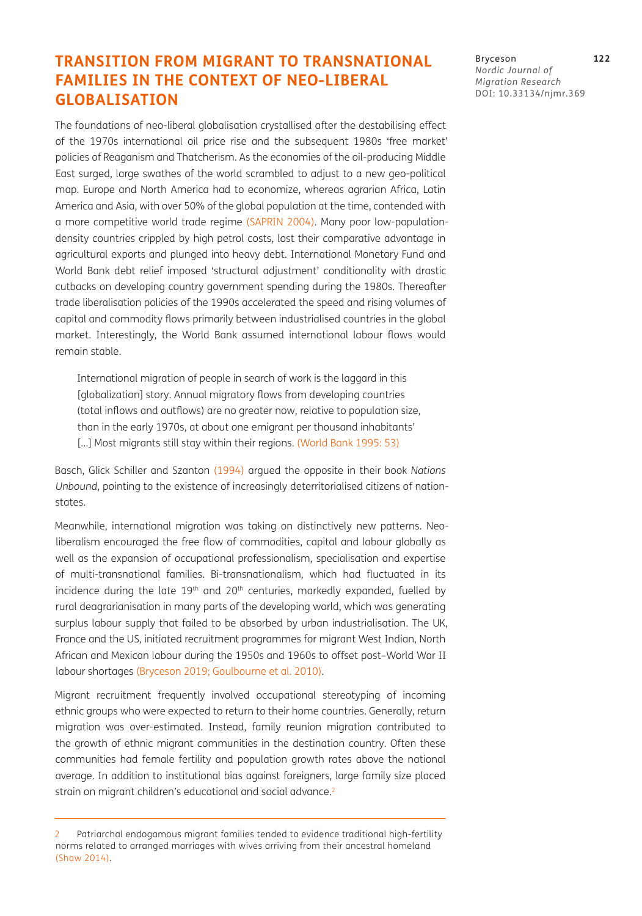## TRANSITION FROM MIGRANT TO TRANSNATIONAL FAMILIES IN THE CONTEXT OF NEO-LIBERAL GLOBALISATION

The foundations of neo-liberal globalisation crystallised after the destabilising effect of the 1970s international oil price rise and the subsequent 1980s 'free market' policies of Reaganism and Thatcherism. As the economies of the oil-producing Middle East surged, large swathes of the world scrambled to adjust to a new geo-political map. Europe and North America had to economize, whereas agrarian Africa, Latin America and Asia, with over 50% of the global population at the time, contended with a more competitive world trade regime (SAPRIN 2004). Many poor low-population-density countries crippled by high petrol costs, lost their comparative advantage in agricultural exports and plunged into heavy debt. International Monetary Fund and World Bank debt relief imposed 'structural adjustment' conditionality with drastic cutbacks on developing country government spending during the 1980s. Thereafter trade liberalisation policies of the 1990s accelerated the speed and rising volumes of capital and commodity flows primarily between industrialised countries in the global market. Interestingly, the World Bank assumed international labour flows would remain stable.

> International migration of people in search of work is the laggard in this [globalization] story. Annual migratory flows from developing countries (total inflows and outflows) are no greater now, relative to population size, than in the early 1970s, at about one emigrant per thousand inhabitants' [...] Most migrants still stay within their regions. (World Bank 1995: 53)

Basch, Glick Schiller and Szanton (1994) argued the opposite in their book *Nations Unbound*, pointing to the existence of increasingly deterritorialised citizens of nation-states.

Meanwhile, international migration was taking on distinctively new patterns. Neo-liberalism encouraged the free flow of commodities, capital and labour globally as well as the expansion of occupational professionalism, specialisation and expertise of multi-transnational families. Bi-transnationalism, which had fluctuated in its incidence during the late 19th and 20th centuries, markedly expanded, fuelled by rural deagrarianisation in many parts of the developing world, which was generating surplus labour supply that failed to be absorbed by urban industrialisation. The UK, France and the US, initiated recruitment programmes for migrant West Indian, North African and Mexican labour during the 1950s and 1960s to offset post–World War II labour shortages (Bryceson 2019; Goulbourne et al. 2010).

Migrant recruitment frequently involved occupational stereotyping of incoming ethnic groups who were expected to return to their home countries. Generally, return migration was over-estimated. Instead, family reunion migration contributed to the growth of ethnic migrant communities in the destination country. Often these communities had female fertility and population growth rates above the national average. In addition to institutional bias against foreigners, large family size placed strain on migrant children's educational and social advance.[2]

---

[2] Patriarchal endogamous migrant families tended to evidence traditional high-fertility norms related to arranged marriages with wives arriving from their ancestral homeland (Shaw 2014).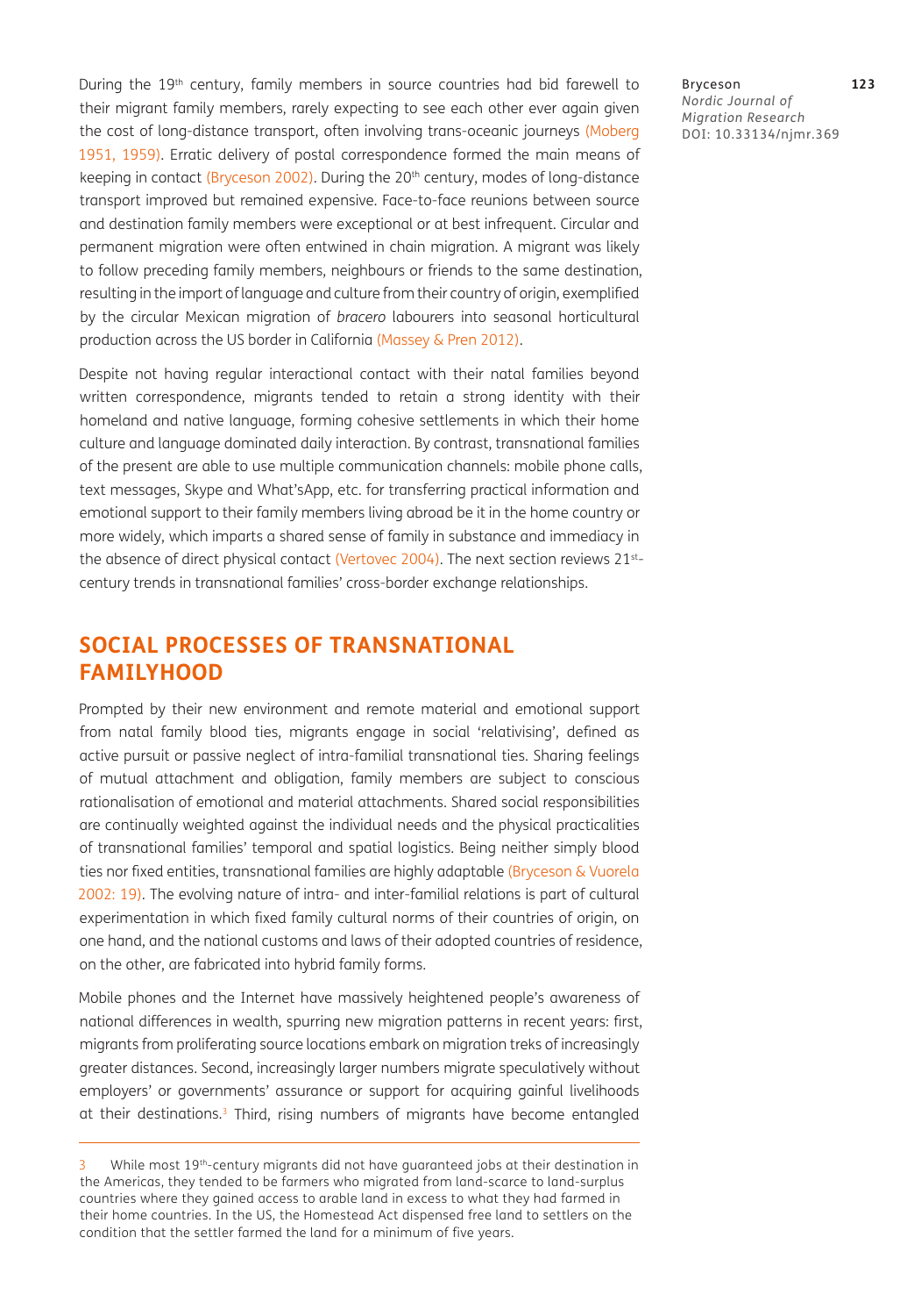During the 19th century, family members in source countries had bid farewell to their migrant family members, rarely expecting to see each other ever again given the cost of long-distance transport, often involving trans-oceanic journeys (Moberg 1951, 1959). Erratic delivery of postal correspondence formed the main means of keeping in contact (Bryceson 2002). During the 20th century, modes of long-distance transport improved but remained expensive. Face-to-face reunions between source and destination family members were exceptional or at best infrequent. Circular and permanent migration were often entwined in chain migration. A migrant was likely to follow preceding family members, neighbours or friends to the same destination, resulting in the import of language and culture from their country of origin, exemplified by the circular Mexican migration of *bracero* labourers into seasonal horticultural production across the US border in California (Massey & Pren 2012).

Despite not having regular interactional contact with their natal families beyond written correspondence, migrants tended to retain a strong identity with their homeland and native language, forming cohesive settlements in which their home culture and language dominated daily interaction. By contrast, transnational families of the present are able to use multiple communication channels: mobile phone calls, text messages, Skype and What'sApp, etc. for transferring practical information and emotional support to their family members living abroad be it in the home country or more widely, which imparts a shared sense of family in substance and immediacy in the absence of direct physical contact (Vertovec 2004). The next section reviews 21st-century trends in transnational families' cross-border exchange relationships.

## SOCIAL PROCESSES OF TRANSNATIONAL FAMILYHOOD

Prompted by their new environment and remote material and emotional support from natal family blood ties, migrants engage in social 'relativising', defined as active pursuit or passive neglect of intra-familial transnational ties. Sharing feelings of mutual attachment and obligation, family members are subject to conscious rationalisation of emotional and material attachments. Shared social responsibilities are continually weighted against the individual needs and the physical practicalities of transnational families' temporal and spatial logistics. Being neither simply blood ties nor fixed entities, transnational families are highly adaptable (Bryceson & Vuorela 2002: 19). The evolving nature of intra- and inter-familial relations is part of cultural experimentation in which fixed family cultural norms of their countries of origin, on one hand, and the national customs and laws of their adopted countries of residence, on the other, are fabricated into hybrid family forms.

Mobile phones and the Internet have massively heightened people's awareness of national differences in wealth, spurring new migration patterns in recent years: first, migrants from proliferating source locations embark on migration treks of increasingly greater distances. Second, increasingly larger numbers migrate speculatively without employers' or governments' assurance or support for acquiring gainful livelihoods at their destinations.[3] Third, rising numbers of migrants have become entangled

---

3 While most 19th-century migrants did not have guaranteed jobs at their destination in the Americas, they tended to be farmers who migrated from land-scarce to land-surplus countries where they gained access to arable land in excess to what they had farmed in their home countries. In the US, the Homestead Act dispensed free land to settlers on the condition that the settler farmed the land for a minimum of five years.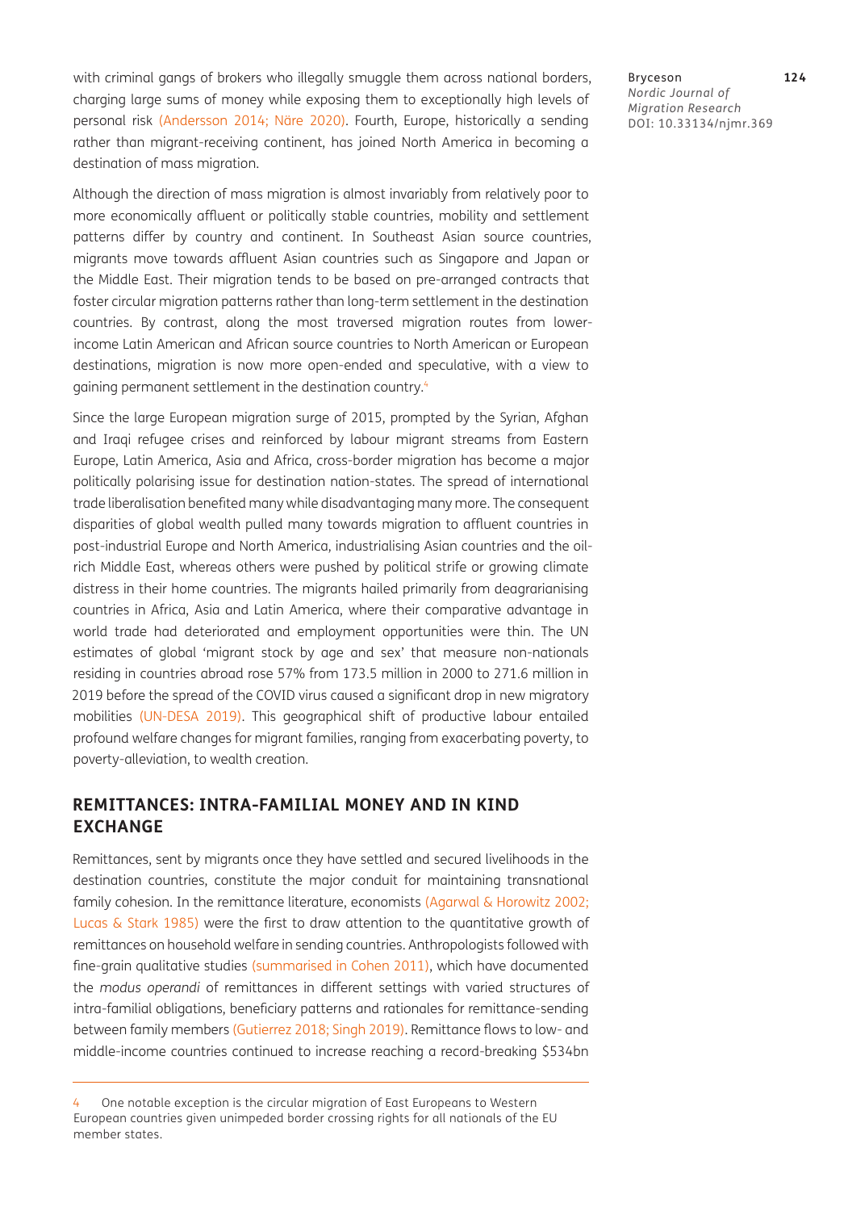with criminal gangs of brokers who illegally smuggle them across national borders, charging large sums of money while exposing them to exceptionally high levels of personal risk (Andersson 2014; Näre 2020). Fourth, Europe, historically a sending rather than migrant-receiving continent, has joined North America in becoming a destination of mass migration.

Although the direction of mass migration is almost invariably from relatively poor to more economically affluent or politically stable countries, mobility and settlement patterns differ by country and continent. In Southeast Asian source countries, migrants move towards affluent Asian countries such as Singapore and Japan or the Middle East. Their migration tends to be based on pre-arranged contracts that foster circular migration patterns rather than long-term settlement in the destination countries. By contrast, along the most traversed migration routes from lower-income Latin American and African source countries to North American or European destinations, migration is now more open-ended and speculative, with a view to gaining permanent settlement in the destination country.[4]

Since the large European migration surge of 2015, prompted by the Syrian, Afghan and Iraqi refugee crises and reinforced by labour migrant streams from Eastern Europe, Latin America, Asia and Africa, cross-border migration has become a major politically polarising issue for destination nation-states. The spread of international trade liberalisation benefited many while disadvantaging many more. The consequent disparities of global wealth pulled many towards migration to affluent countries in post-industrial Europe and North America, industrialising Asian countries and the oil-rich Middle East, whereas others were pushed by political strife or growing climate distress in their home countries. The migrants hailed primarily from deagrarianising countries in Africa, Asia and Latin America, where their comparative advantage in world trade had deteriorated and employment opportunities were thin. The UN estimates of global 'migrant stock by age and sex' that measure non-nationals residing in countries abroad rose 57% from 173.5 million in 2000 to 271.6 million in 2019 before the spread of the COVID virus caused a significant drop in new migratory mobilities (UN-DESA 2019). This geographical shift of productive labour entailed profound welfare changes for migrant families, ranging from exacerbating poverty, to poverty-alleviation, to wealth creation.

## REMITTANCES: INTRA-FAMILIAL MONEY AND IN KIND EXCHANGE

Remittances, sent by migrants once they have settled and secured livelihoods in the destination countries, constitute the major conduit for maintaining transnational family cohesion. In the remittance literature, economists (Agarwal & Horowitz 2002; Lucas & Stark 1985) were the first to draw attention to the quantitative growth of remittances on household welfare in sending countries. Anthropologists followed with fine-grain qualitative studies (summarised in Cohen 2011), which have documented the *modus operandi* of remittances in different settings with varied structures of intra-familial obligations, beneficiary patterns and rationales for remittance-sending between family members (Gutierrez 2018; Singh 2019). Remittance flows to low- and middle-income countries continued to increase reaching a record-breaking $534bn

---

4 One notable exception is the circular migration of East Europeans to Western European countries given unimpeded border crossing rights for all nationals of the EU member states.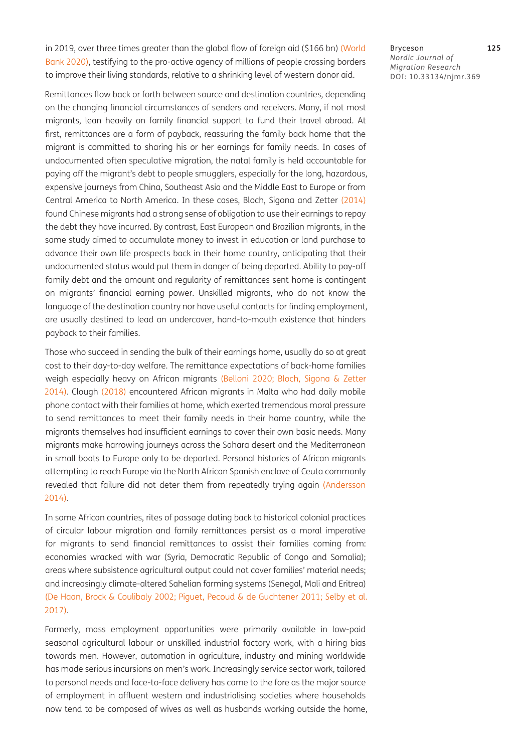in 2019, over three times greater than the global flow of foreign aid ($166 bn) (World Bank 2020), testifying to the pro-active agency of millions of people crossing borders to improve their living standards, relative to a shrinking level of western donor aid.

Remittances flow back or forth between source and destination countries, depending on the changing financial circumstances of senders and receivers. Many, if not most migrants, lean heavily on family financial support to fund their travel abroad. At first, remittances are a form of payback, reassuring the family back home that the migrant is committed to sharing his or her earnings for family needs. In cases of undocumented often speculative migration, the natal family is held accountable for paying off the migrant's debt to people smugglers, especially for the long, hazardous, expensive journeys from China, Southeast Asia and the Middle East to Europe or from Central America to North America. In these cases, Bloch, Sigona and Zetter (2014) found Chinese migrants had a strong sense of obligation to use their earnings to repay the debt they have incurred. By contrast, East European and Brazilian migrants, in the same study aimed to accumulate money to invest in education or land purchase to advance their own life prospects back in their home country, anticipating that their undocumented status would put them in danger of being deported. Ability to pay-off family debt and the amount and regularity of remittances sent home is contingent on migrants' financial earning power. Unskilled migrants, who do not know the language of the destination country nor have useful contacts for finding employment, are usually destined to lead an undercover, hand-to-mouth existence that hinders payback to their families.

Those who succeed in sending the bulk of their earnings home, usually do so at great cost to their day-to-day welfare. The remittance expectations of back-home families weigh especially heavy on African migrants (Belloni 2020; Bloch, Sigona & Zetter 2014). Clough (2018) encountered African migrants in Malta who had daily mobile phone contact with their families at home, which exerted tremendous moral pressure to send remittances to meet their family needs in their home country, while the migrants themselves had insufficient earnings to cover their own basic needs. Many migrants make harrowing journeys across the Sahara desert and the Mediterranean in small boats to Europe only to be deported. Personal histories of African migrants attempting to reach Europe via the North African Spanish enclave of Ceuta commonly revealed that failure did not deter them from repeatedly trying again (Andersson 2014).

In some African countries, rites of passage dating back to historical colonial practices of circular labour migration and family remittances persist as a moral imperative for migrants to send financial remittances to assist their families coming from: economies wracked with war (Syria, Democratic Republic of Congo and Somalia); areas where subsistence agricultural output could not cover families' material needs; and increasingly climate-altered Sahelian farming systems (Senegal, Mali and Eritrea) (De Haan, Brock & Coulibaly 2002; Piguet, Pecoud & de Guchtener 2011; Selby et al. 2017).

Formerly, mass employment opportunities were primarily available in low-paid seasonal agricultural labour or unskilled industrial factory work, with a hiring bias towards men. However, automation in agriculture, industry and mining worldwide has made serious incursions on men's work. Increasingly service sector work, tailored to personal needs and face-to-face delivery has come to the fore as the major source of employment in affluent western and industrialising societies where households now tend to be composed of wives as well as husbands working outside the home,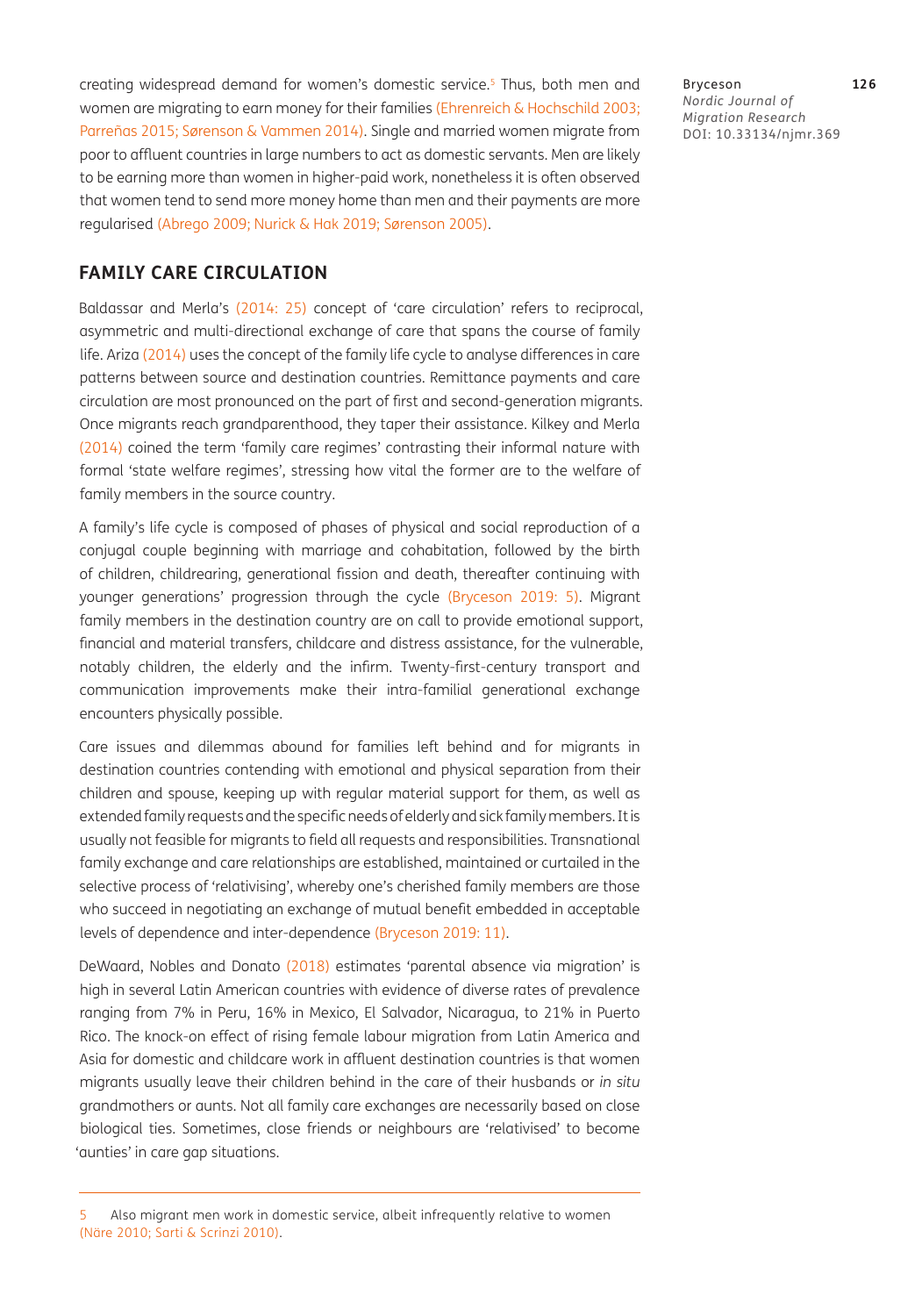creating widespread demand for women's domestic service.[5] Thus, both men and women are migrating to earn money for their families (Ehrenreich & Hochschild 2003; Parreñas 2015; Sørenson & Vammen 2014). Single and married women migrate from poor to affluent countries in large numbers to act as domestic servants. Men are likely to be earning more than women in higher-paid work, nonetheless it is often observed that women tend to send more money home than men and their payments are more regularised (Abrego 2009; Nurick & Hak 2019; Sørenson 2005).

## FAMILY CARE CIRCULATION

Baldassar and Merla's (2014: 25) concept of 'care circulation' refers to reciprocal, asymmetric and multi-directional exchange of care that spans the course of family life. Ariza (2014) uses the concept of the family life cycle to analyse differences in care patterns between source and destination countries. Remittance payments and care circulation are most pronounced on the part of first and second-generation migrants. Once migrants reach grandparenthood, they taper their assistance. Kilkey and Merla (2014) coined the term 'family care regimes' contrasting their informal nature with formal 'state welfare regimes', stressing how vital the former are to the welfare of family members in the source country.

A family's life cycle is composed of phases of physical and social reproduction of a conjugal couple beginning with marriage and cohabitation, followed by the birth of children, childrearing, generational fission and death, thereafter continuing with younger generations' progression through the cycle (Bryceson 2019: 5). Migrant family members in the destination country are on call to provide emotional support, financial and material transfers, childcare and distress assistance, for the vulnerable, notably children, the elderly and the infirm. Twenty-first-century transport and communication improvements make their intra-familial generational exchange encounters physically possible.

Care issues and dilemmas abound for families left behind and for migrants in destination countries contending with emotional and physical separation from their children and spouse, keeping up with regular material support for them, as well as extended family requests and the specific needs of elderly and sick family members. It is usually not feasible for migrants to field all requests and responsibilities. Transnational family exchange and care relationships are established, maintained or curtailed in the selective process of 'relativising', whereby one's cherished family members are those who succeed in negotiating an exchange of mutual benefit embedded in acceptable levels of dependence and inter-dependence (Bryceson 2019: 11).

DeWaard, Nobles and Donato (2018) estimates 'parental absence via migration' is high in several Latin American countries with evidence of diverse rates of prevalence ranging from 7% in Peru, 16% in Mexico, El Salvador, Nicaragua, to 21% in Puerto Rico. The knock-on effect of rising female labour migration from Latin America and Asia for domestic and childcare work in affluent destination countries is that women migrants usually leave their children behind in the care of their husbands or *in situ* grandmothers or aunts. Not all family care exchanges are necessarily based on close biological ties. Sometimes, close friends or neighbours are 'relativised' to become 'aunties' in care gap situations.

---

[5] Also migrant men work in domestic service, albeit infrequently relative to women (Näre 2010; Sarti & Scrinzi 2010).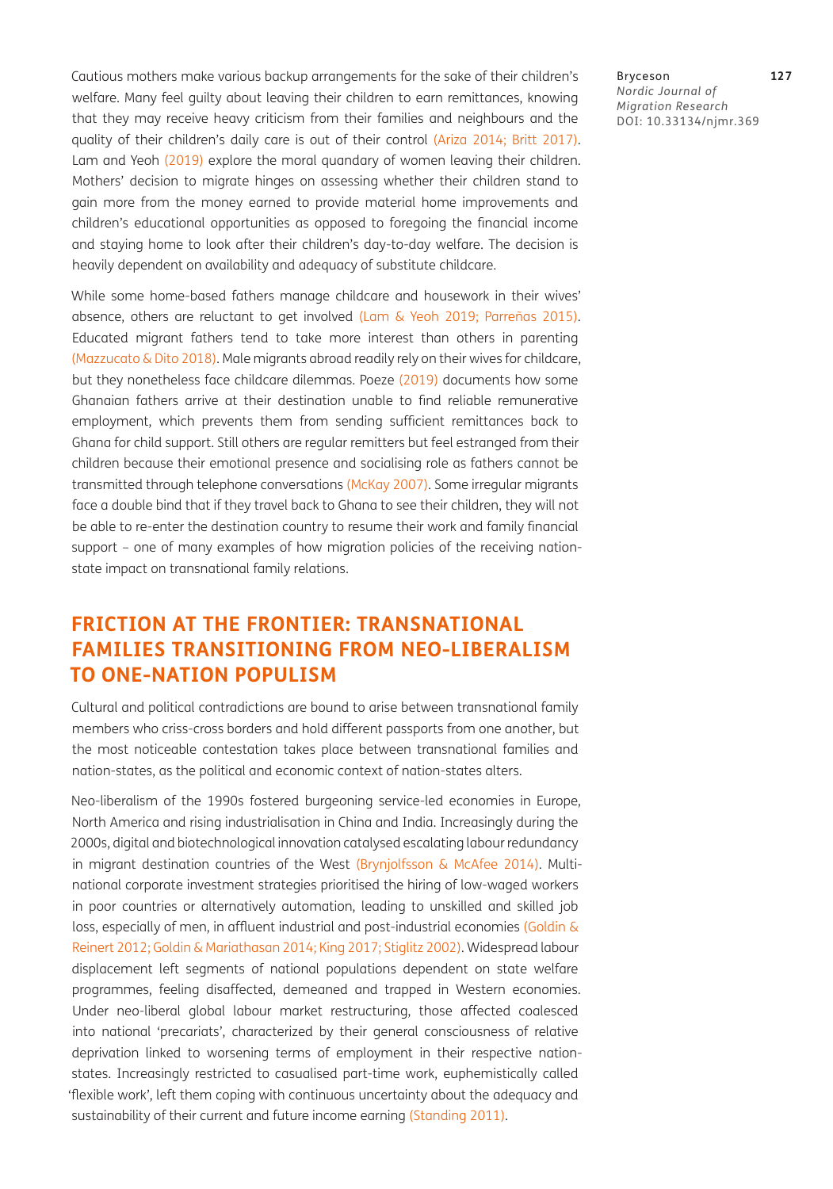Cautious mothers make various backup arrangements for the sake of their children's welfare. Many feel guilty about leaving their children to earn remittances, knowing that they may receive heavy criticism from their families and neighbours and the quality of their children's daily care is out of their control (Ariza 2014; Britt 2017). Lam and Yeoh (2019) explore the moral quandary of women leaving their children. Mothers' decision to migrate hinges on assessing whether their children stand to gain more from the money earned to provide material home improvements and children's educational opportunities as opposed to foregoing the financial income and staying home to look after their children's day-to-day welfare. The decision is heavily dependent on availability and adequacy of substitute childcare.

While some home-based fathers manage childcare and housework in their wives' absence, others are reluctant to get involved (Lam & Yeoh 2019; Parreñas 2015). Educated migrant fathers tend to take more interest than others in parenting (Mazzucato & Dito 2018). Male migrants abroad readily rely on their wives for childcare, but they nonetheless face childcare dilemmas. Poeze (2019) documents how some Ghanaian fathers arrive at their destination unable to find reliable remunerative employment, which prevents them from sending sufficient remittances back to Ghana for child support. Still others are regular remitters but feel estranged from their children because their emotional presence and socialising role as fathers cannot be transmitted through telephone conversations (McKay 2007). Some irregular migrants face a double bind that if they travel back to Ghana to see their children, they will not be able to re-enter the destination country to resume their work and family financial support – one of many examples of how migration policies of the receiving nation-state impact on transnational family relations.

## FRICTION AT THE FRONTIER: TRANSNATIONAL FAMILIES TRANSITIONING FROM NEO-LIBERALISM TO ONE-NATION POPULISM

Cultural and political contradictions are bound to arise between transnational family members who criss-cross borders and hold different passports from one another, but the most noticeable contestation takes place between transnational families and nation-states, as the political and economic context of nation-states alters.

Neo-liberalism of the 1990s fostered burgeoning service-led economies in Europe, North America and rising industrialisation in China and India. Increasingly during the 2000s, digital and biotechnological innovation catalysed escalating labour redundancy in migrant destination countries of the West (Brynjolfsson & McAfee 2014). Multi-national corporate investment strategies prioritised the hiring of low-waged workers in poor countries or alternatively automation, leading to unskilled and skilled job loss, especially of men, in affluent industrial and post-industrial economies (Goldin & Reinert 2012; Goldin & Mariathasan 2014; King 2017; Stiglitz 2002). Widespread labour displacement left segments of national populations dependent on state welfare programmes, feeling disaffected, demeaned and trapped in Western economies. Under neo-liberal global labour market restructuring, those affected coalesced into national 'precariats', characterized by their general consciousness of relative deprivation linked to worsening terms of employment in their respective nation-states. Increasingly restricted to casualised part-time work, euphemistically called 'flexible work', left them coping with continuous uncertainty about the adequacy and sustainability of their current and future income earning (Standing 2011).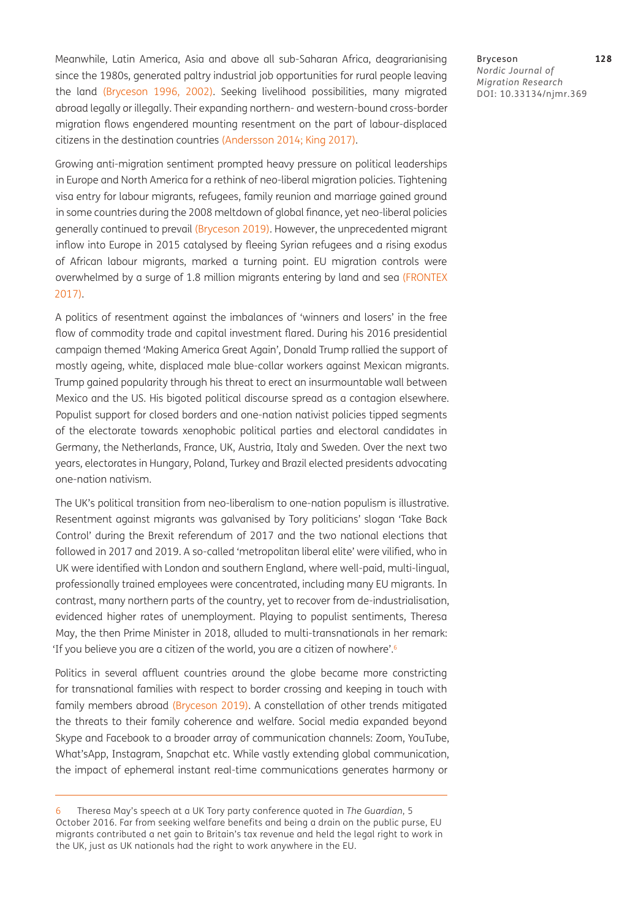Meanwhile, Latin America, Asia and above all sub-Saharan Africa, deagrarianising since the 1980s, generated paltry industrial job opportunities for rural people leaving the land (Bryceson 1996, 2002). Seeking livelihood possibilities, many migrated abroad legally or illegally. Their expanding northern- and western-bound cross-border migration flows engendered mounting resentment on the part of labour-displaced citizens in the destination countries (Andersson 2014; King 2017).

Growing anti-migration sentiment prompted heavy pressure on political leaderships in Europe and North America for a rethink of neo-liberal migration policies. Tightening visa entry for labour migrants, refugees, family reunion and marriage gained ground in some countries during the 2008 meltdown of global finance, yet neo-liberal policies generally continued to prevail (Bryceson 2019). However, the unprecedented migrant inflow into Europe in 2015 catalysed by fleeing Syrian refugees and a rising exodus of African labour migrants, marked a turning point. EU migration controls were overwhelmed by a surge of 1.8 million migrants entering by land and sea (FRONTEX 2017).

A politics of resentment against the imbalances of 'winners and losers' in the free flow of commodity trade and capital investment flared. During his 2016 presidential campaign themed 'Making America Great Again', Donald Trump rallied the support of mostly ageing, white, displaced male blue-collar workers against Mexican migrants. Trump gained popularity through his threat to erect an insurmountable wall between Mexico and the US. His bigoted political discourse spread as a contagion elsewhere. Populist support for closed borders and one-nation nativist policies tipped segments of the electorate towards xenophobic political parties and electoral candidates in Germany, the Netherlands, France, UK, Austria, Italy and Sweden. Over the next two years, electorates in Hungary, Poland, Turkey and Brazil elected presidents advocating one-nation nativism.

The UK's political transition from neo-liberalism to one-nation populism is illustrative. Resentment against migrants was galvanised by Tory politicians' slogan 'Take Back Control' during the Brexit referendum of 2017 and the two national elections that followed in 2017 and 2019. A so-called 'metropolitan liberal elite' were vilified, who in UK were identified with London and southern England, where well-paid, multi-lingual, professionally trained employees were concentrated, including many EU migrants. In contrast, many northern parts of the country, yet to recover from de-industrialisation, evidenced higher rates of unemployment. Playing to populist sentiments, Theresa May, the then Prime Minister in 2018, alluded to multi-transnationals in her remark: 'If you believe you are a citizen of the world, you are a citizen of nowhere'.[6]

Politics in several affluent countries around the globe became more constricting for transnational families with respect to border crossing and keeping in touch with family members abroad (Bryceson 2019). A constellation of other trends mitigated the threats to their family coherence and welfare. Social media expanded beyond Skype and Facebook to a broader array of communication channels: Zoom, YouTube, What'sApp, Instagram, Snapchat etc. While vastly extending global communication, the impact of ephemeral instant real-time communications generates harmony or

---

6 Theresa May's speech at a UK Tory party conference quoted in *The Guardian*, 5 October 2016. Far from seeking welfare benefits and being a drain on the public purse, EU migrants contributed a net gain to Britain's tax revenue and held the legal right to work in the UK, just as UK nationals had the right to work anywhere in the EU.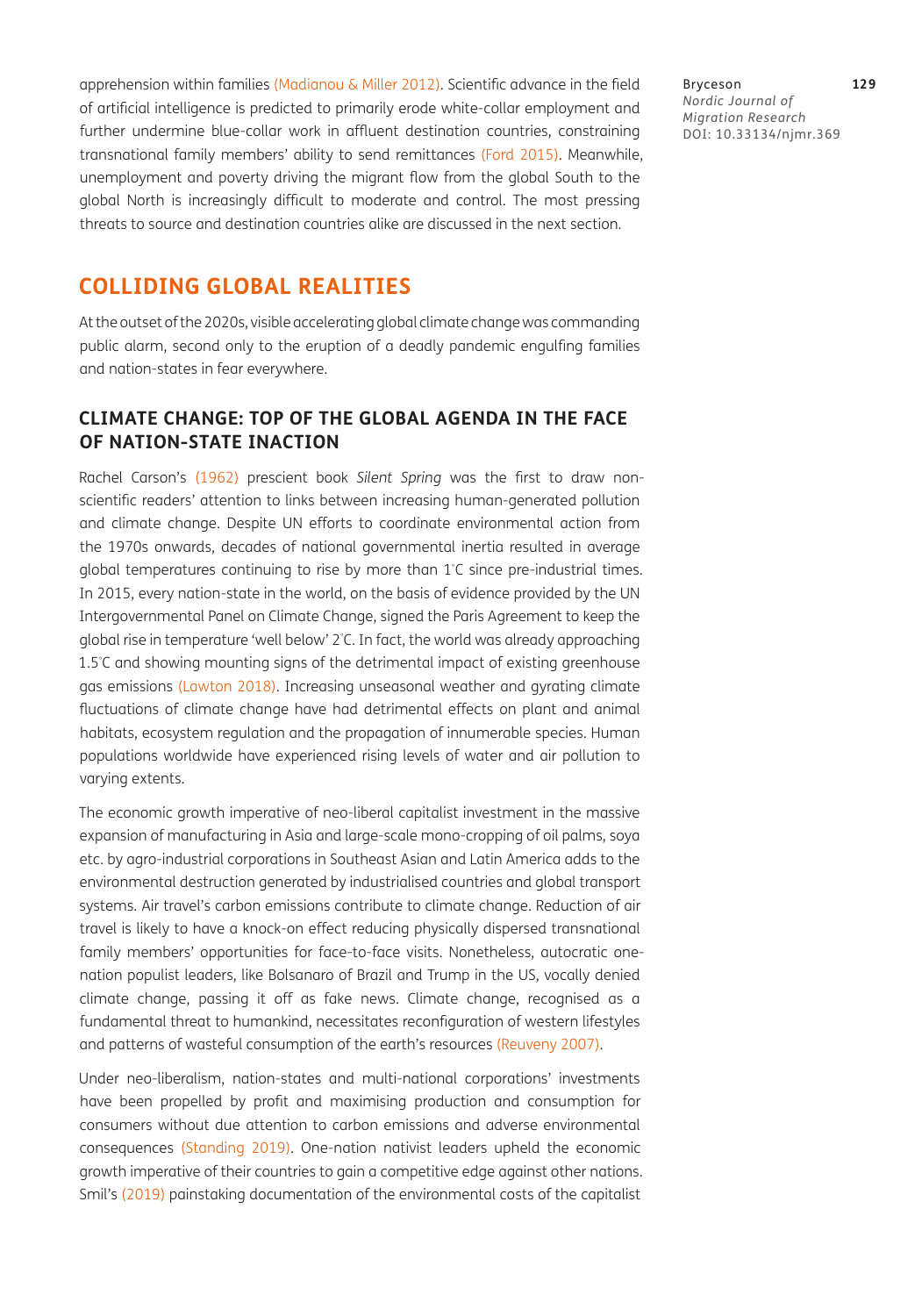apprehension within families (Madianou & Miller 2012). Scientific advance in the field of artificial intelligence is predicted to primarily erode white-collar employment and further undermine blue-collar work in affluent destination countries, constraining transnational family members' ability to send remittances (Ford 2015). Meanwhile, unemployment and poverty driving the migrant flow from the global South to the global North is increasingly difficult to moderate and control. The most pressing threats to source and destination countries alike are discussed in the next section.

## COLLIDING GLOBAL REALITIES

At the outset of the 2020s, visible accelerating global climate change was commanding public alarm, second only to the eruption of a deadly pandemic engulfing families and nation-states in fear everywhere.

### CLIMATE CHANGE: TOP OF THE GLOBAL AGENDA IN THE FACE OF NATION-STATE INACTION

Rachel Carson's (1962) prescient book *Silent Spring* was the first to draw non-scientific readers' attention to links between increasing human-generated pollution and climate change. Despite UN efforts to coordinate environmental action from the 1970s onwards, decades of national governmental inertia resulted in average global temperatures continuing to rise by more than 1°C since pre-industrial times. In 2015, every nation-state in the world, on the basis of evidence provided by the UN Intergovernmental Panel on Climate Change, signed the Paris Agreement to keep the global rise in temperature 'well below' 2°C. In fact, the world was already approaching 1.5°C and showing mounting signs of the detrimental impact of existing greenhouse gas emissions (Lawton 2018). Increasing unseasonal weather and gyrating climate fluctuations of climate change have had detrimental effects on plant and animal habitats, ecosystem regulation and the propagation of innumerable species. Human populations worldwide have experienced rising levels of water and air pollution to varying extents.

The economic growth imperative of neo-liberal capitalist investment in the massive expansion of manufacturing in Asia and large-scale mono-cropping of oil palms, soya etc. by agro-industrial corporations in Southeast Asian and Latin America adds to the environmental destruction generated by industrialised countries and global transport systems. Air travel's carbon emissions contribute to climate change. Reduction of air travel is likely to have a knock-on effect reducing physically dispersed transnational family members' opportunities for face-to-face visits. Nonetheless, autocratic one-nation populist leaders, like Bolsanaro of Brazil and Trump in the US, vocally denied climate change, passing it off as fake news. Climate change, recognised as a fundamental threat to humankind, necessitates reconfiguration of western lifestyles and patterns of wasteful consumption of the earth's resources (Reuveny 2007).

Under neo-liberalism, nation-states and multi-national corporations' investments have been propelled by profit and maximising production and consumption for consumers without due attention to carbon emissions and adverse environmental consequences (Standing 2019). One-nation nativist leaders upheld the economic growth imperative of their countries to gain a competitive edge against other nations. Smil's (2019) painstaking documentation of the environmental costs of the capitalist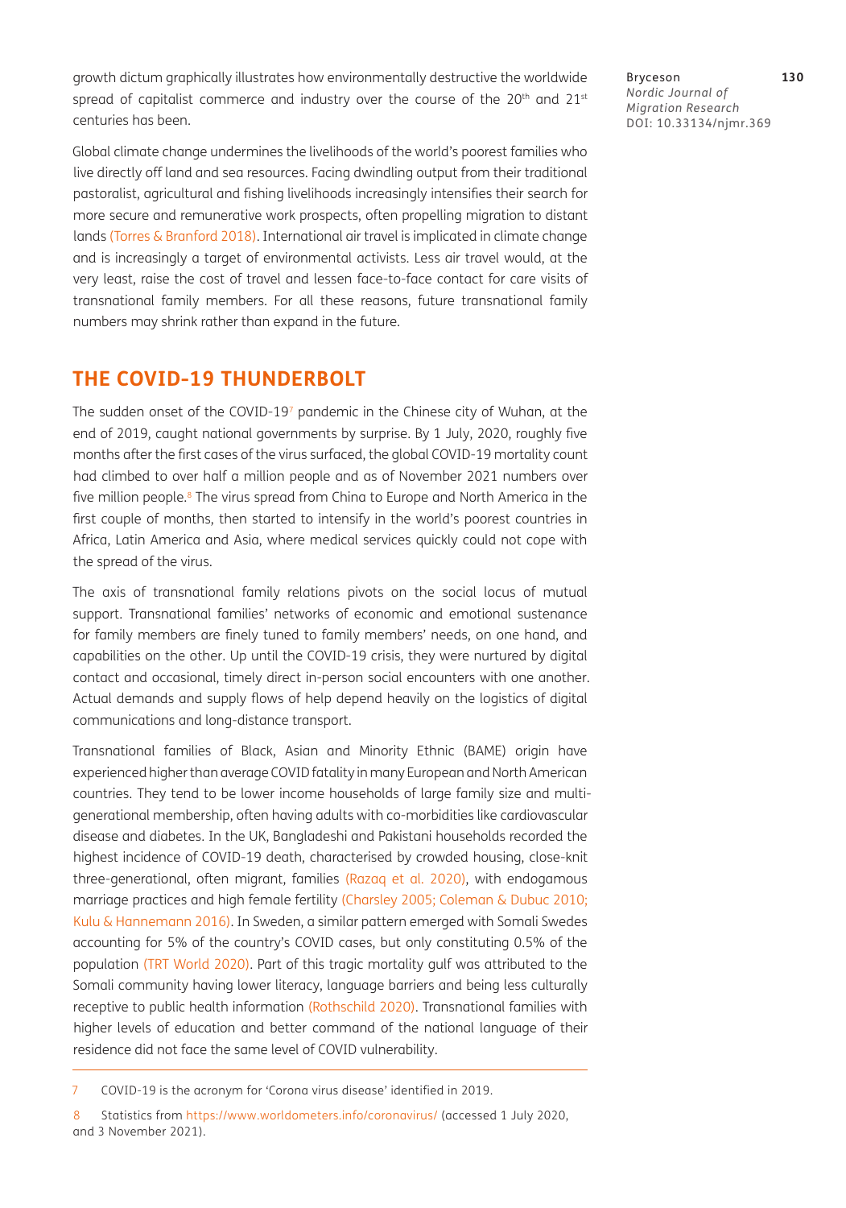growth dictum graphically illustrates how environmentally destructive the worldwide spread of capitalist commerce and industry over the course of the 20th and 21st centuries has been.

Global climate change undermines the livelihoods of the world's poorest families who live directly off land and sea resources. Facing dwindling output from their traditional pastoralist, agricultural and fishing livelihoods increasingly intensifies their search for more secure and remunerative work prospects, often propelling migration to distant lands (Torres & Branford 2018). International air travel is implicated in climate change and is increasingly a target of environmental activists. Less air travel would, at the very least, raise the cost of travel and lessen face-to-face contact for care visits of transnational family members. For all these reasons, future transnational family numbers may shrink rather than expand in the future.

## THE COVID-19 THUNDERBOLT

The sudden onset of the COVID-19[7] pandemic in the Chinese city of Wuhan, at the end of 2019, caught national governments by surprise. By 1 July, 2020, roughly five months after the first cases of the virus surfaced, the global COVID-19 mortality count had climbed to over half a million people and as of November 2021 numbers over five million people.[8] The virus spread from China to Europe and North America in the first couple of months, then started to intensify in the world's poorest countries in Africa, Latin America and Asia, where medical services quickly could not cope with the spread of the virus.

The axis of transnational family relations pivots on the social locus of mutual support. Transnational families' networks of economic and emotional sustenance for family members are finely tuned to family members' needs, on one hand, and capabilities on the other. Up until the COVID-19 crisis, they were nurtured by digital contact and occasional, timely direct in-person social encounters with one another. Actual demands and supply flows of help depend heavily on the logistics of digital communications and long-distance transport.

Transnational families of Black, Asian and Minority Ethnic (BAME) origin have experienced higher than average COVID fatality in many European and North American countries. They tend to be lower income households of large family size and multi-generational membership, often having adults with co-morbidities like cardiovascular disease and diabetes. In the UK, Bangladeshi and Pakistani households recorded the highest incidence of COVID-19 death, characterised by crowded housing, close-knit three-generational, often migrant, families (Razaq et al. 2020), with endogamous marriage practices and high female fertility (Charsley 2005; Coleman & Dubuc 2010; Kulu & Hannemann 2016). In Sweden, a similar pattern emerged with Somali Swedes accounting for 5% of the country's COVID cases, but only constituting 0.5% of the population (TRT World 2020). Part of this tragic mortality gulf was attributed to the Somali community having lower literacy, language barriers and being less culturally receptive to public health information (Rothschild 2020). Transnational families with higher levels of education and better command of the national language of their residence did not face the same level of COVID vulnerability.

---

7 COVID-19 is the acronym for 'Corona virus disease' identified in 2019.

8 Statistics from https://www.worldometers.info/coronavirus/ (accessed 1 July 2020, and 3 November 2021).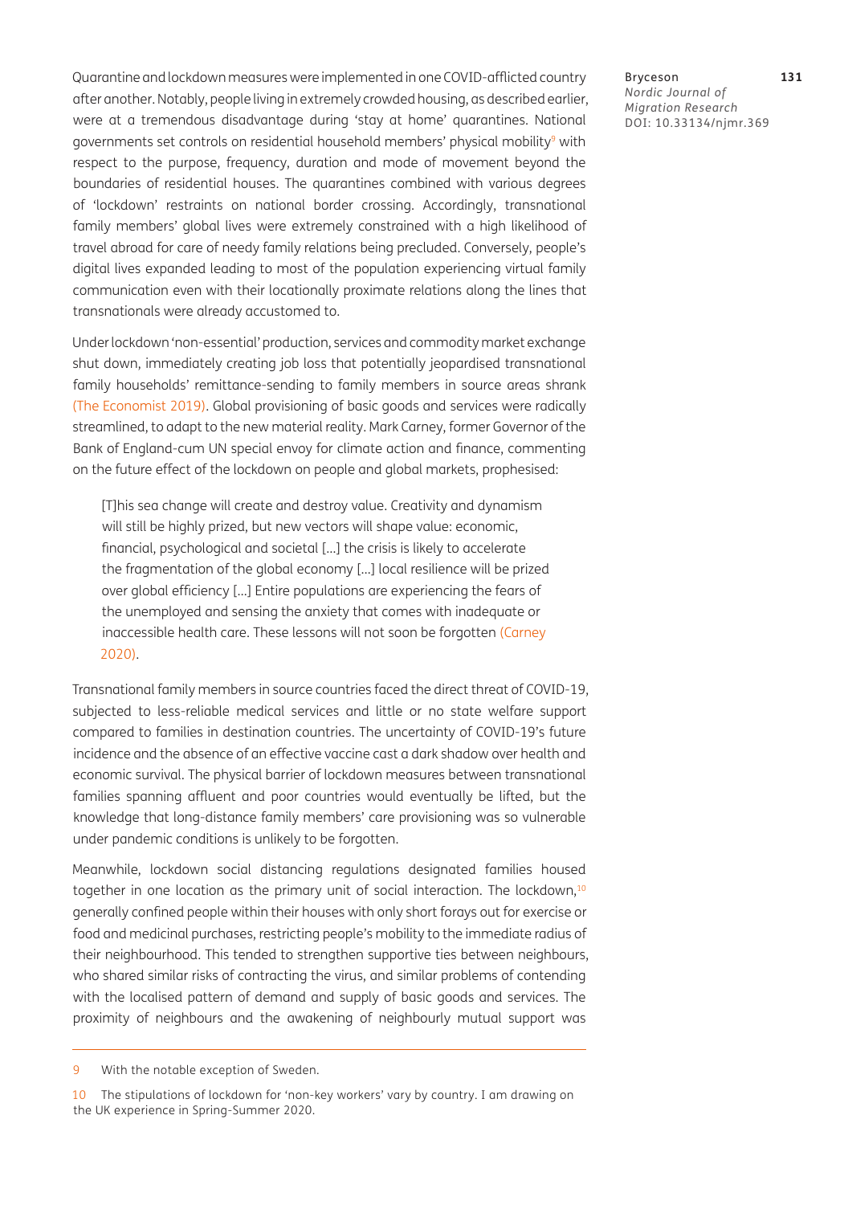Quarantine and lockdown measures were implemented in one COVID-afflicted country after another. Notably, people living in extremely crowded housing, as described earlier, were at a tremendous disadvantage during 'stay at home' quarantines. National governments set controls on residential household members' physical mobility[9] with respect to the purpose, frequency, duration and mode of movement beyond the boundaries of residential houses. The quarantines combined with various degrees of 'lockdown' restraints on national border crossing. Accordingly, transnational family members' global lives were extremely constrained with a high likelihood of travel abroad for care of needy family relations being precluded. Conversely, people's digital lives expanded leading to most of the population experiencing virtual family communication even with their locationally proximate relations along the lines that transnationals were already accustomed to.

Under lockdown 'non-essential' production, services and commodity market exchange shut down, immediately creating job loss that potentially jeopardised transnational family households' remittance-sending to family members in source areas shrank (The Economist 2019). Global provisioning of basic goods and services were radically streamlined, to adapt to the new material reality. Mark Carney, former Governor of the Bank of England-cum UN special envoy for climate action and finance, commenting on the future effect of the lockdown on people and global markets, prophesised:

> [T]his sea change will create and destroy value. Creativity and dynamism will still be highly prized, but new vectors will shape value: economic, financial, psychological and societal […] the crisis is likely to accelerate the fragmentation of the global economy […] local resilience will be prized over global efficiency […] Entire populations are experiencing the fears of the unemployed and sensing the anxiety that comes with inadequate or inaccessible health care. These lessons will not soon be forgotten (Carney 2020).

Transnational family members in source countries faced the direct threat of COVID-19, subjected to less-reliable medical services and little or no state welfare support compared to families in destination countries. The uncertainty of COVID-19's future incidence and the absence of an effective vaccine cast a dark shadow over health and economic survival. The physical barrier of lockdown measures between transnational families spanning affluent and poor countries would eventually be lifted, but the knowledge that long-distance family members' care provisioning was so vulnerable under pandemic conditions is unlikely to be forgotten.

Meanwhile, lockdown social distancing regulations designated families housed together in one location as the primary unit of social interaction. The lockdown,[10] generally confined people within their houses with only short forays out for exercise or food and medicinal purchases, restricting people's mobility to the immediate radius of their neighbourhood. This tended to strengthen supportive ties between neighbours, who shared similar risks of contracting the virus, and similar problems of contending with the localised pattern of demand and supply of basic goods and services. The proximity of neighbours and the awakening of neighbourly mutual support was

---

9 With the notable exception of Sweden.

10 The stipulations of lockdown for 'non-key workers' vary by country. I am drawing on the UK experience in Spring-Summer 2020.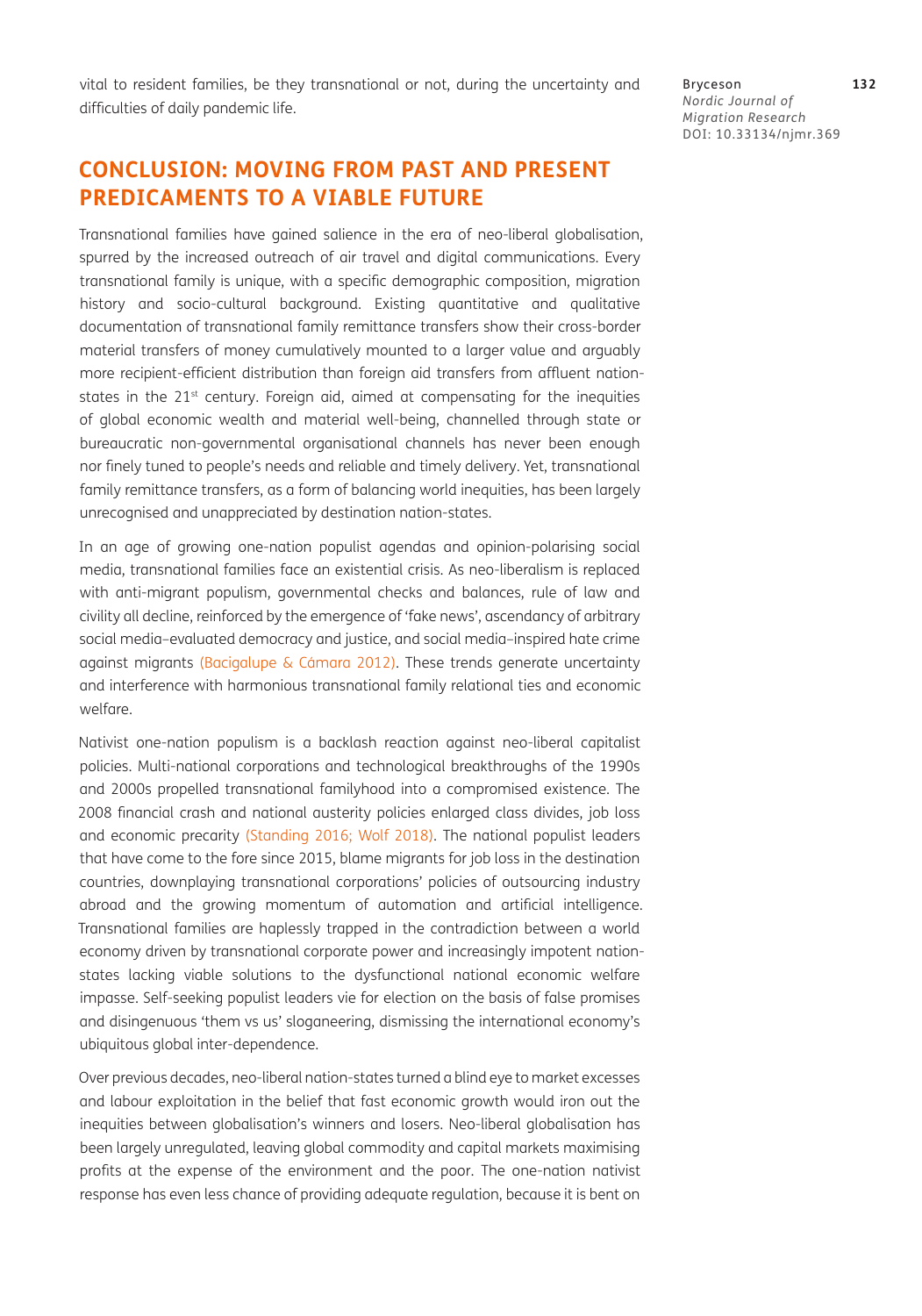vital to resident families, be they transnational or not, during the uncertainty and difficulties of daily pandemic life.

## CONCLUSION: MOVING FROM PAST AND PRESENT PREDICAMENTS TO A VIABLE FUTURE

Transnational families have gained salience in the era of neo-liberal globalisation, spurred by the increased outreach of air travel and digital communications. Every transnational family is unique, with a specific demographic composition, migration history and socio-cultural background. Existing quantitative and qualitative documentation of transnational family remittance transfers show their cross-border material transfers of money cumulatively mounted to a larger value and arguably more recipient-efficient distribution than foreign aid transfers from affluent nation-states in the 21st century. Foreign aid, aimed at compensating for the inequities of global economic wealth and material well-being, channelled through state or bureaucratic non-governmental organisational channels has never been enough nor finely tuned to people's needs and reliable and timely delivery. Yet, transnational family remittance transfers, as a form of balancing world inequities, has been largely unrecognised and unappreciated by destination nation-states.

In an age of growing one-nation populist agendas and opinion-polarising social media, transnational families face an existential crisis. As neo-liberalism is replaced with anti-migrant populism, governmental checks and balances, rule of law and civility all decline, reinforced by the emergence of 'fake news', ascendancy of arbitrary social media–evaluated democracy and justice, and social media–inspired hate crime against migrants (Bacigalupe & Cámara 2012). These trends generate uncertainty and interference with harmonious transnational family relational ties and economic welfare.

Nativist one-nation populism is a backlash reaction against neo-liberal capitalist policies. Multi-national corporations and technological breakthroughs of the 1990s and 2000s propelled transnational familyhood into a compromised existence. The 2008 financial crash and national austerity policies enlarged class divides, job loss and economic precarity (Standing 2016; Wolf 2018). The national populist leaders that have come to the fore since 2015, blame migrants for job loss in the destination countries, downplaying transnational corporations' policies of outsourcing industry abroad and the growing momentum of automation and artificial intelligence. Transnational families are haplessly trapped in the contradiction between a world economy driven by transnational corporate power and increasingly impotent nation-states lacking viable solutions to the dysfunctional national economic welfare impasse. Self-seeking populist leaders vie for election on the basis of false promises and disingenuous 'them vs us' sloganeering, dismissing the international economy's ubiquitous global inter-dependence.

Over previous decades, neo-liberal nation-states turned a blind eye to market excesses and labour exploitation in the belief that fast economic growth would iron out the inequities between globalisation's winners and losers. Neo-liberal globalisation has been largely unregulated, leaving global commodity and capital markets maximising profits at the expense of the environment and the poor. The one-nation nativist response has even less chance of providing adequate regulation, because it is bent on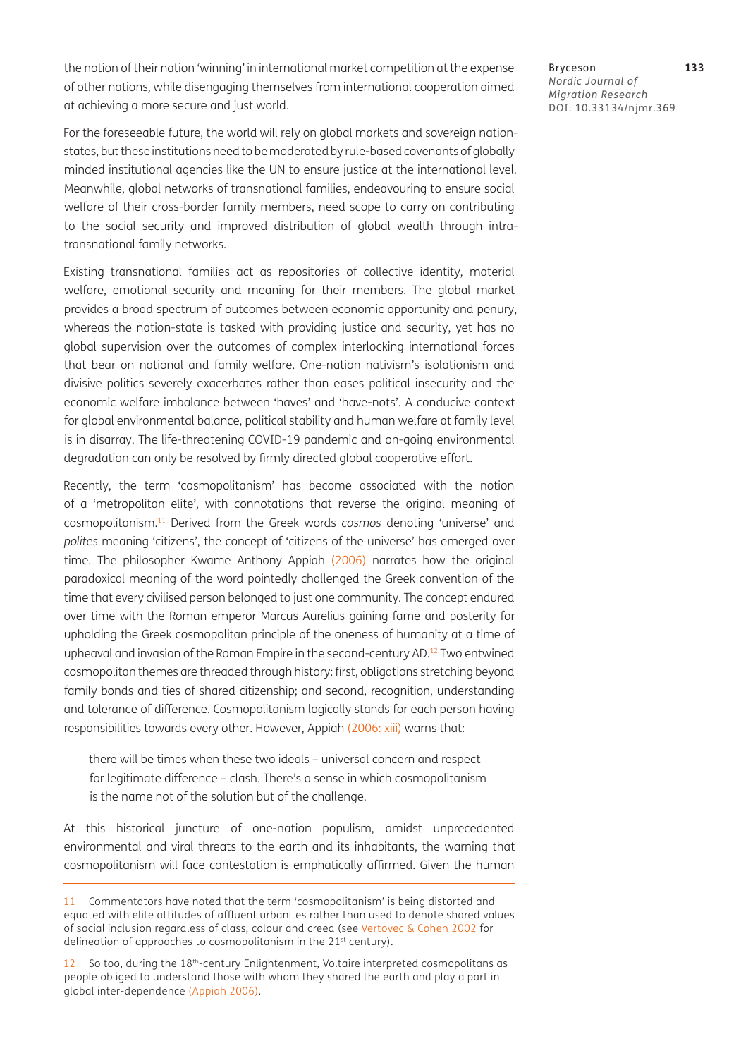the notion of their nation 'winning' in international market competition at the expense of other nations, while disengaging themselves from international cooperation aimed at achieving a more secure and just world.

For the foreseeable future, the world will rely on global markets and sovereign nation-states, but these institutions need to be moderated by rule-based covenants of globally minded institutional agencies like the UN to ensure justice at the international level. Meanwhile, global networks of transnational families, endeavouring to ensure social welfare of their cross-border family members, need scope to carry on contributing to the social security and improved distribution of global wealth through intra-transnational family networks.

Existing transnational families act as repositories of collective identity, material welfare, emotional security and meaning for their members. The global market provides a broad spectrum of outcomes between economic opportunity and penury, whereas the nation-state is tasked with providing justice and security, yet has no global supervision over the outcomes of complex interlocking international forces that bear on national and family welfare. One-nation nativism's isolationism and divisive politics severely exacerbates rather than eases political insecurity and the economic welfare imbalance between 'haves' and 'have-nots'. A conducive context for global environmental balance, political stability and human welfare at family level is in disarray. The life-threatening COVID-19 pandemic and on-going environmental degradation can only be resolved by firmly directed global cooperative effort.

Recently, the term 'cosmopolitanism' has become associated with the notion of a 'metropolitan elite', with connotations that reverse the original meaning of cosmopolitanism.[11] Derived from the Greek words *cosmos* denoting 'universe' and *polites* meaning 'citizens', the concept of 'citizens of the universe' has emerged over time. The philosopher Kwame Anthony Appiah (2006) narrates how the original paradoxical meaning of the word pointedly challenged the Greek convention of the time that every civilised person belonged to just one community. The concept endured over time with the Roman emperor Marcus Aurelius gaining fame and posterity for upholding the Greek cosmopolitan principle of the oneness of humanity at a time of upheaval and invasion of the Roman Empire in the second-century AD.[12] Two entwined cosmopolitan themes are threaded through history: first, obligations stretching beyond family bonds and ties of shared citizenship; and second, recognition, understanding and tolerance of difference. Cosmopolitanism logically stands for each person having responsibilities towards every other. However, Appiah (2006: xiii) warns that:

> there will be times when these two ideals – universal concern and respect for legitimate difference – clash. There's a sense in which cosmopolitanism is the name not of the solution but of the challenge.

At this historical juncture of one-nation populism, amidst unprecedented environmental and viral threats to the earth and its inhabitants, the warning that cosmopolitanism will face contestation is emphatically affirmed. Given the human

---

11 Commentators have noted that the term 'cosmopolitanism' is being distorted and equated with elite attitudes of affluent urbanites rather than used to denote shared values of social inclusion regardless of class, colour and creed (see Vertovec & Cohen 2002 for delineation of approaches to cosmopolitanism in the 21st century).

12 So too, during the 18th-century Enlightenment, Voltaire interpreted cosmopolitans as people obliged to understand those with whom they shared the earth and play a part in global inter-dependence (Appiah 2006).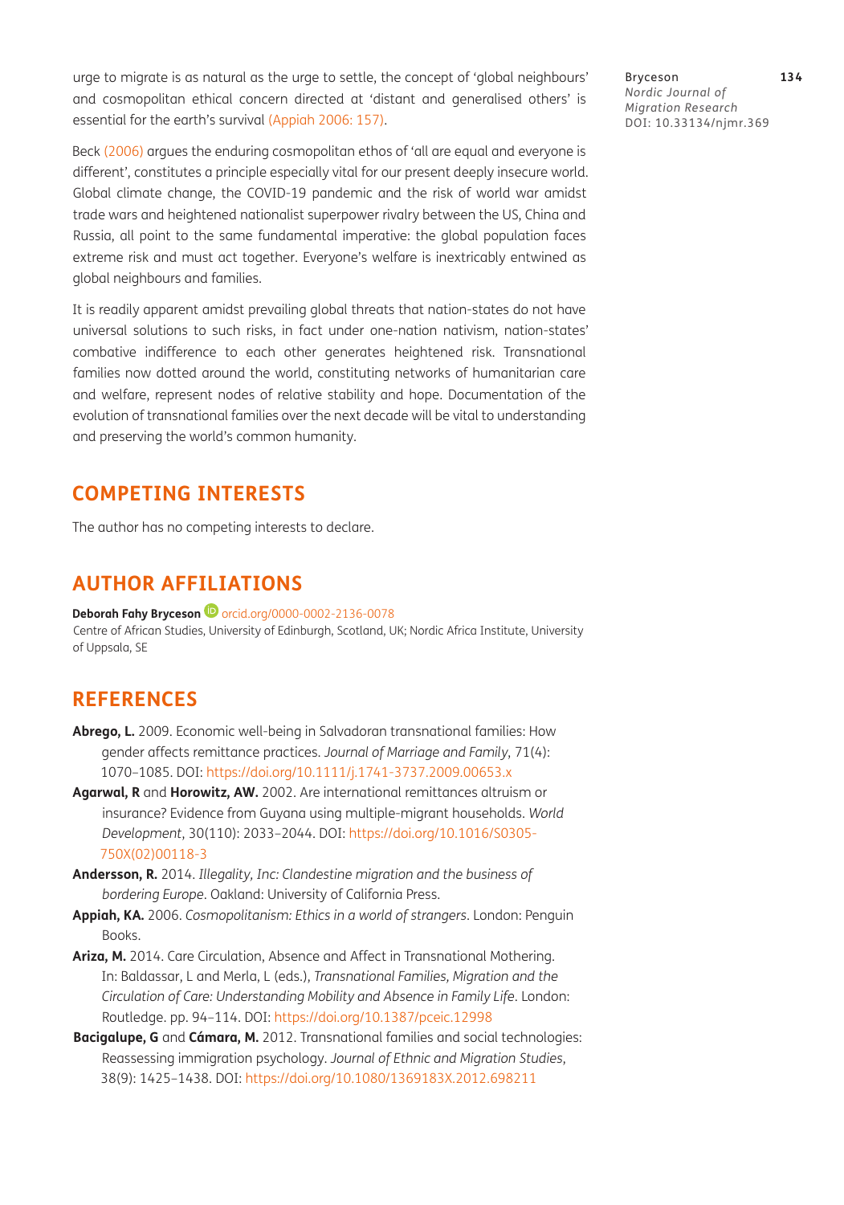urge to migrate is as natural as the urge to settle, the concept of 'global neighbours' and cosmopolitan ethical concern directed at 'distant and generalised others' is essential for the earth's survival (Appiah 2006: 157).

Beck (2006) argues the enduring cosmopolitan ethos of 'all are equal and everyone is different', constitutes a principle especially vital for our present deeply insecure world. Global climate change, the COVID-19 pandemic and the risk of world war amidst trade wars and heightened nationalist superpower rivalry between the US, China and Russia, all point to the same fundamental imperative: the global population faces extreme risk and must act together. Everyone's welfare is inextricably entwined as global neighbours and families.

It is readily apparent amidst prevailing global threats that nation-states do not have universal solutions to such risks, in fact under one-nation nativism, nation-states' combative indifference to each other generates heightened risk. Transnational families now dotted around the world, constituting networks of humanitarian care and welfare, represent nodes of relative stability and hope. Documentation of the evolution of transnational families over the next decade will be vital to understanding and preserving the world's common humanity.

## COMPETING INTERESTS

The author has no competing interests to declare.

## AUTHOR AFFILIATIONS

**Deborah Fahy Bryceson** orcid.org/0000-0002-2136-0078
Centre of African Studies, University of Edinburgh, Scotland, UK; Nordic Africa Institute, University of Uppsala, SE

## REFERENCES

**Abrego, L.** 2009. Economic well-being in Salvadoran transnational families: How gender affects remittance practices. *Journal of Marriage and Family*, 71(4): 1070–1085. DOI: https://doi.org/10.1111/j.1741-3737.2009.00653.x

**Agarwal, R** and **Horowitz, AW.** 2002. Are international remittances altruism or insurance? Evidence from Guyana using multiple-migrant households. *World Development*, 30(110): 2033–2044. DOI: https://doi.org/10.1016/S0305-750X(02)00118-3

**Andersson, R.** 2014. *Illegality, Inc: Clandestine migration and the business of bordering Europe*. Oakland: University of California Press.

**Appiah, KA.** 2006. *Cosmopolitanism: Ethics in a world of strangers*. London: Penguin Books.

**Ariza, M.** 2014. Care Circulation, Absence and Affect in Transnational Mothering. In: Baldassar, L and Merla, L (eds.), *Transnational Families, Migration and the Circulation of Care: Understanding Mobility and Absence in Family Life*. London: Routledge. pp. 94–114. DOI: https://doi.org/10.1387/pceic.12998

**Bacigalupe, G** and **Cámara, M.** 2012. Transnational families and social technologies: Reassessing immigration psychology. *Journal of Ethnic and Migration Studies*, 38(9): 1425–1438. DOI: https://doi.org/10.1080/1369183X.2012.698211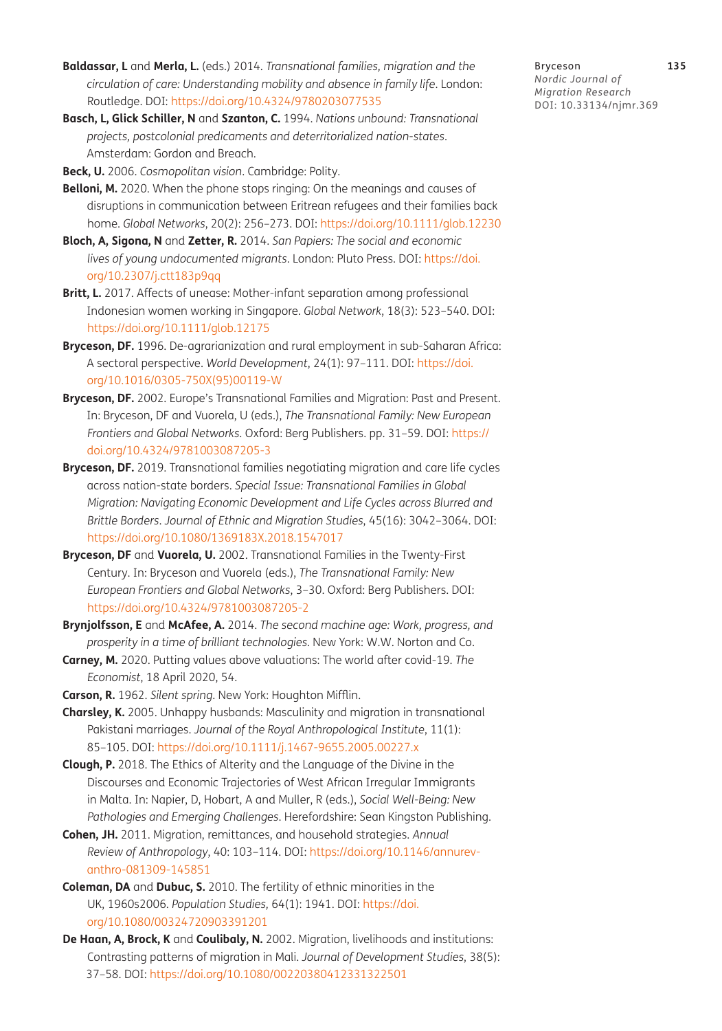**Baldassar, L** and **Merla, L.** (eds.) 2014. *Transnational families, migration and the circulation of care: Understanding mobility and absence in family life*. London: Routledge. DOI: https://doi.org/10.4324/9780203077535

**Basch, L, Glick Schiller, N** and **Szanton, C.** 1994. *Nations unbound: Transnational projects, postcolonial predicaments and deterritorialized nation-states*. Amsterdam: Gordon and Breach.

**Beck, U.** 2006. *Cosmopolitan vision*. Cambridge: Polity.

**Belloni, M.** 2020. When the phone stops ringing: On the meanings and causes of disruptions in communication between Eritrean refugees and their families back home. *Global Networks*, 20(2): 256–273. DOI: https://doi.org/10.1111/glob.12230

**Bloch, A, Sigona, N** and **Zetter, R.** 2014. *San Papiers: The social and economic lives of young undocumented migrants*. London: Pluto Press. DOI: https://doi.org/10.2307/j.ctt183p9qq

**Britt, L.** 2017. Affects of unease: Mother-infant separation among professional Indonesian women working in Singapore. *Global Network*, 18(3): 523–540. DOI: https://doi.org/10.1111/glob.12175

**Bryceson, DF.** 1996. De-agrarianization and rural employment in sub-Saharan Africa: A sectoral perspective. *World Development*, 24(1): 97–111. DOI: https://doi.org/10.1016/0305-750X(95)00119-W

**Bryceson, DF.** 2002. Europe's Transnational Families and Migration: Past and Present. In: Bryceson, DF and Vuorela, U (eds.), *The Transnational Family: New European Frontiers and Global Networks*. Oxford: Berg Publishers. pp. 31–59. DOI: https://doi.org/10.4324/9781003087205-3

**Bryceson, DF.** 2019. Transnational families negotiating migration and care life cycles across nation-state borders. *Special Issue: Transnational Families in Global Migration: Navigating Economic Development and Life Cycles across Blurred and Brittle Borders*. *Journal of Ethnic and Migration Studies*, 45(16): 3042–3064. DOI: https://doi.org/10.1080/1369183X.2018.1547017

**Bryceson, DF** and **Vuorela, U.** 2002. Transnational Families in the Twenty-First Century. In: Bryceson and Vuorela (eds.), *The Transnational Family: New European Frontiers and Global Networks*, 3–30. Oxford: Berg Publishers. DOI: https://doi.org/10.4324/9781003087205-2

**Brynjolfsson, E** and **McAfee, A.** 2014. *The second machine age: Work, progress, and prosperity in a time of brilliant technologies*. New York: W.W. Norton and Co.

**Carney, M.** 2020. Putting values above valuations: The world after covid-19. *The Economist*, 18 April 2020, 54.

**Carson, R.** 1962. *Silent spring*. New York: Houghton Mifflin.

**Charsley, K.** 2005. Unhappy husbands: Masculinity and migration in transnational Pakistani marriages. *Journal of the Royal Anthropological Institute*, 11(1): 85–105. DOI: https://doi.org/10.1111/j.1467-9655.2005.00227.x

**Clough, P.** 2018. The Ethics of Alterity and the Language of the Divine in the Discourses and Economic Trajectories of West African Irregular Immigrants in Malta. In: Napier, D, Hobart, A and Muller, R (eds.), *Social Well-Being: New Pathologies and Emerging Challenges*. Herefordshire: Sean Kingston Publishing.

**Cohen, JH.** 2011. Migration, remittances, and household strategies. *Annual Review of Anthropology*, 40: 103–114. DOI: https://doi.org/10.1146/annurev-anthro-081309-145851

**Coleman, DA** and **Dubuc, S.** 2010. The fertility of ethnic minorities in the UK, 1960s2006. *Population Studies,* 64(1): 1941. DOI: https://doi.org/10.1080/00324720903391201

**De Haan, A, Brock, K** and **Coulibaly, N.** 2002. Migration, livelihoods and institutions: Contrasting patterns of migration in Mali. *Journal of Development Studies*, 38(5): 37–58. DOI: https://doi.org/10.1080/00220380412331322501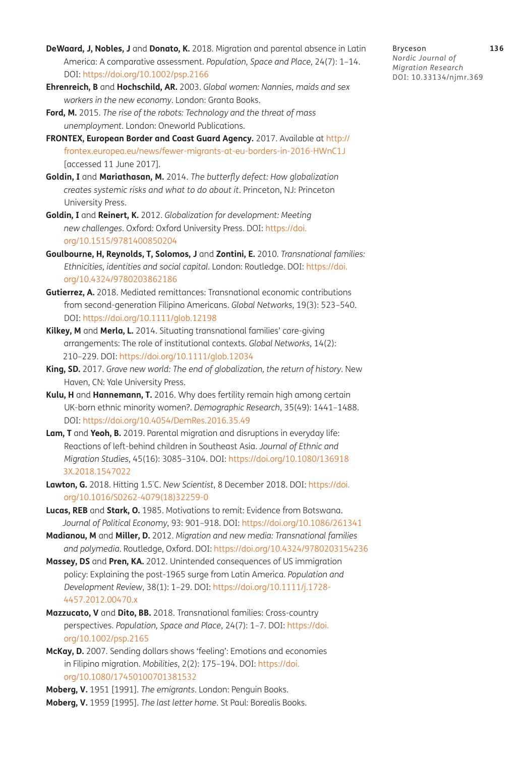**DeWaard, J, Nobles, J** and **Donato, K.** 2018. Migration and parental absence in Latin America: A comparative assessment. *Population, Space and Place*, 24(7): 1–14. DOI: https://doi.org/10.1002/psp.2166

**Ehrenreich, B** and **Hochschild, AR.** 2003. *Global women: Nannies, maids and sex workers in the new economy*. London: Granta Books.

**Ford, M.** 2015. *The rise of the robots: Technology and the threat of mass unemployment*. London: Oneworld Publications.

**FRONTEX, European Border and Coast Guard Agency.** 2017. Available at http://frontex.europea.eu/news/fewer-migrants-at-eu-borders-in-2016-HWnC1J [accessed 11 June 2017].

**Goldin, I** and **Mariathasan, M.** 2014. *The butterfly defect: How globalization creates systemic risks and what to do about it*. Princeton, NJ: Princeton University Press.

**Goldin, I** and **Reinert, K.** 2012. *Globalization for development: Meeting new challenges*. Oxford: Oxford University Press. DOI: https://doi.org/10.1515/9781400850204

**Goulbourne, H, Reynolds, T, Solomos, J** and **Zontini, E.** 2010. *Transnational families: Ethnicities, identities and social capital*. London: Routledge. DOI: https://doi.org/10.4324/9780203862186

**Gutierrez, A.** 2018. Mediated remittances: Transnational economic contributions from second-generation Filipino Americans. *Global Networks*, 19(3): 523–540. DOI: https://doi.org/10.1111/glob.12198

**Kilkey, M** and **Merla, L.** 2014. Situating transnational families' care-giving arrangements: The role of institutional contexts. *Global Networks*, 14(2): 210–229. DOI: https://doi.org/10.1111/glob.12034

**King, SD.** 2017. *Grave new world: The end of globalization, the return of history*. New Haven, CN: Yale University Press.

**Kulu, H** and **Hannemann, T.** 2016. Why does fertility remain high among certain UK-born ethnic minority women?. *Demographic Research*, 35(49): 1441–1488. DOI: https://doi.org/10.4054/DemRes.2016.35.49

**Lam, T** and **Yeoh, B.** 2019. Parental migration and disruptions in everyday life: Reactions of left-behind children in Southeast Asia. *Journal of Ethnic and Migration Studies*, 45(16): 3085–3104. DOI: https://doi.org/10.1080/1369183X.2018.1547022

**Lawton, G.** 2018. Hitting 1.5°C. *New Scientist*, 8 December 2018. DOI: https://doi.org/10.1016/S0262-4079(18)32259-0

**Lucas, REB** and **Stark, O.** 1985. Motivations to remit: Evidence from Botswana. *Journal of Political Economy*, 93: 901–918. DOI: https://doi.org/10.1086/261341

**Madianou, M** and **Miller, D.** 2012. *Migration and new media: Transnational families and polymedia*. Routledge, Oxford. DOI: https://doi.org/10.4324/9780203154236

**Massey, DS** and **Pren, KA.** 2012. Unintended consequences of US immigration policy: Explaining the post-1965 surge from Latin America. *Population and Development Review*, 38(1): 1–29. DOI: https://doi.org/10.1111/j.1728-4457.2012.00470.x

**Mazzucato, V** and **Dito, BB.** 2018. Transnational families: Cross-country perspectives. *Population, Space and Place*, 24(7): 1–7. DOI: https://doi.org/10.1002/psp.2165

**McKay, D.** 2007. Sending dollars shows 'feeling': Emotions and economies in Filipino migration. *Mobilities*, 2(2): 175–194. DOI: https://doi.org/10.1080/17450100701381532

**Moberg, V.** 1951 [1991]. *The emigrants*. London: Penguin Books.

**Moberg, V.** 1959 [1995]. *The last letter home*. St Paul: Borealis Books.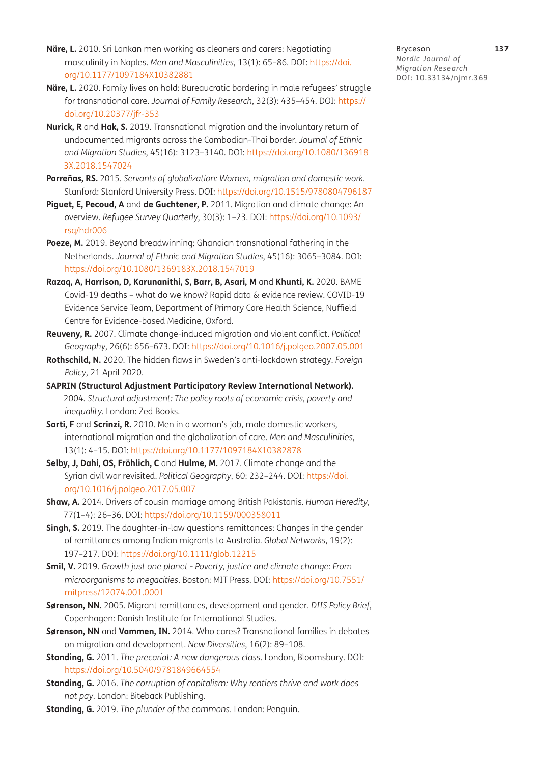**Näre, L.** 2010. Sri Lankan men working as cleaners and carers: Negotiating masculinity in Naples. *Men and Masculinities*, 13(1): 65–86. DOI: https://doi.org/10.1177/1097184X10382881

**Näre, L.** 2020. Family lives on hold: Bureaucratic bordering in male refugees' struggle for transnational care. *Journal of Family Research*, 32(3): 435–454. DOI: https://doi.org/10.20377/jfr-353

**Nurick, R** and **Hak, S.** 2019. Transnational migration and the involuntary return of undocumented migrants across the Cambodian-Thai border. *Journal of Ethnic and Migration Studies*, 45(16): 3123–3140. DOI: https://doi.org/10.1080/1369183X.2018.1547024

**Parreñas, RS.** 2015. *Servants of globalization: Women, migration and domestic work*. Stanford: Stanford University Press. DOI: https://doi.org/10.1515/9780804796187

**Piguet, E, Pecoud, A** and **de Guchtener, P.** 2011. Migration and climate change: An overview. *Refugee Survey Quarterly*, 30(3): 1–23. DOI: https://doi.org/10.1093/rsq/hdr006

**Poeze, M.** 2019. Beyond breadwinning: Ghanaian transnational fathering in the Netherlands. *Journal of Ethnic and Migration Studies*, 45(16): 3065–3084. DOI: https://doi.org/10.1080/1369183X.2018.1547019

**Razaq, A, Harrison, D, Karunanithi, S, Barr, B, Asari, M** and **Khunti, K.** 2020. BAME Covid-19 deaths – what do we know? Rapid data & evidence review. COVID-19 Evidence Service Team, Department of Primary Care Health Science, Nuffield Centre for Evidence-based Medicine, Oxford.

**Reuveny, R.** 2007. Climate change-induced migration and violent conflict. *Political Geography*, 26(6): 656–673. DOI: https://doi.org/10.1016/j.polgeo.2007.05.001

**Rothschild, N.** 2020. The hidden flaws in Sweden's anti-lockdown strategy. *Foreign Policy*, 21 April 2020.

**SAPRIN (Structural Adjustment Participatory Review International Network).** 2004. *Structural adjustment: The policy roots of economic crisis, poverty and inequality*. London: Zed Books.

**Sarti, F** and **Scrinzi, R.** 2010. Men in a woman's job, male domestic workers, international migration and the globalization of care. *Men and Masculinities*, 13(1): 4–15. DOI: https://doi.org/10.1177/1097184X10382878

**Selby, J, Dahi, OS, Fröhlich, C** and **Hulme, M.** 2017. Climate change and the Syrian civil war revisited. *Political Geography*, 60: 232–244. DOI: https://doi.org/10.1016/j.polgeo.2017.05.007

**Shaw, A.** 2014. Drivers of cousin marriage among British Pakistanis. *Human Heredity*, 77(1–4): 26–36. DOI: https://doi.org/10.1159/000358011

**Singh, S.** 2019. The daughter-in-law questions remittances: Changes in the gender of remittances among Indian migrants to Australia. *Global Networks*, 19(2): 197–217. DOI: https://doi.org/10.1111/glob.12215

**Smil, V.** 2019. *Growth just one planet - Poverty, justice and climate change: From microorganisms to megacities*. Boston: MIT Press. DOI: https://doi.org/10.7551/mitpress/12074.001.0001

**Sørenson, NN.** 2005. Migrant remittances, development and gender. *DIIS Policy Brief*, Copenhagen: Danish Institute for International Studies.

**Sørenson, NN** and **Vammen, IN.** 2014. Who cares? Transnational families in debates on migration and development. *New Diversities*, 16(2): 89–108.

**Standing, G.** 2011. *The precariat: A new dangerous class*. London, Bloomsbury. DOI: https://doi.org/10.5040/9781849664554

**Standing, G.** 2016. *The corruption of capitalism: Why rentiers thrive and work does not pay*. London: Biteback Publishing.

**Standing, G.** 2019. *The plunder of the commons*. London: Penguin.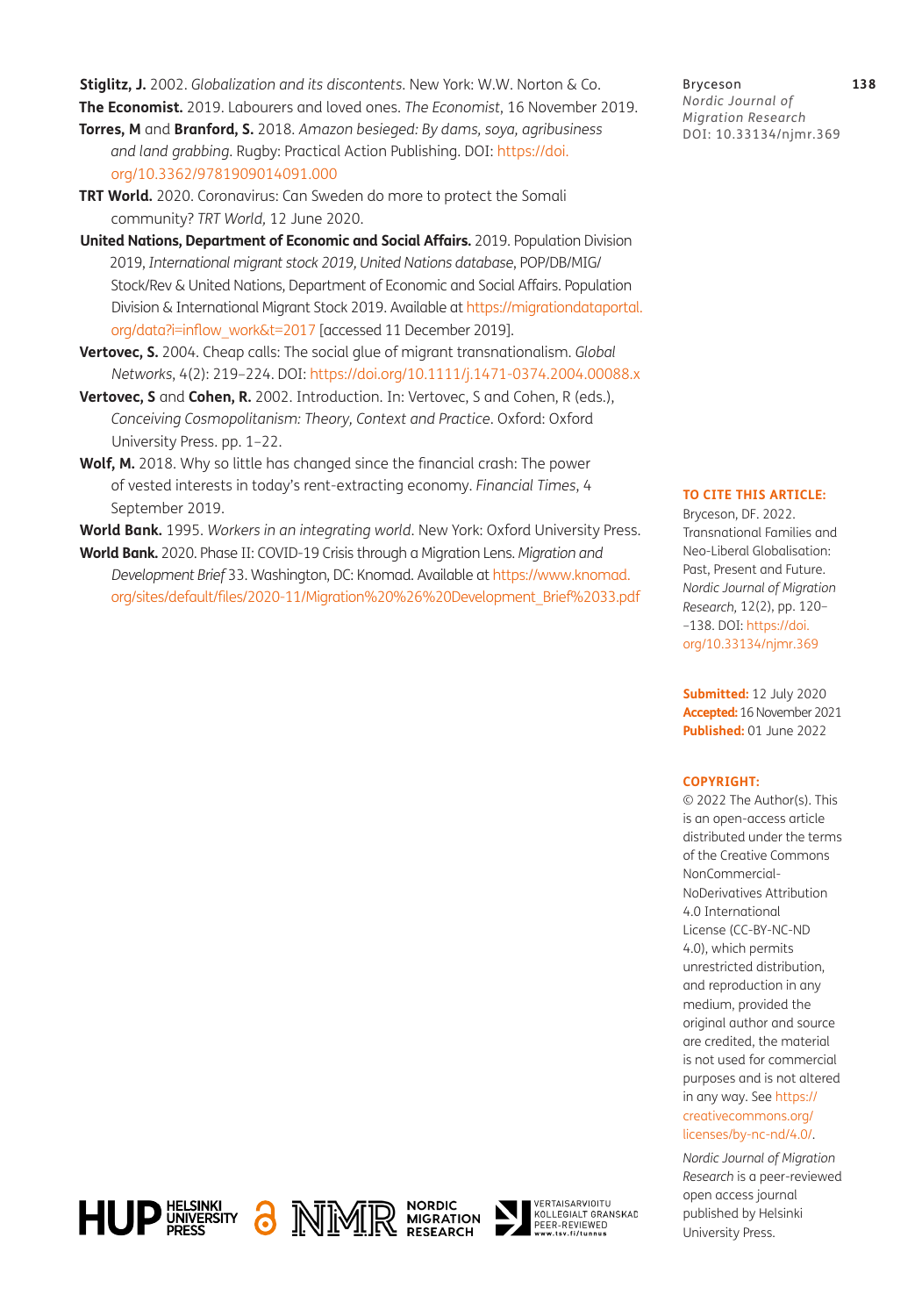**Stiglitz, J.** 2002. *Globalization and its discontents*. New York: W.W. Norton & Co.

**The Economist.** 2019. Labourers and loved ones. *The Economist*, 16 November 2019.

**Torres, M** and **Branford, S.** 2018. *Amazon besieged: By dams, soya, agribusiness and land grabbing*. Rugby: Practical Action Publishing. DOI: https://doi.org/10.3362/9781909014091.000

**TRT World.** 2020. Coronavirus: Can Sweden do more to protect the Somali community? *TRT World*, 12 June 2020.

**United Nations, Department of Economic and Social Affairs.** 2019. Population Division 2019, *International migrant stock 2019, United Nations database*, POP/DB/MIG/Stock/Rev & United Nations, Department of Economic and Social Affairs. Population Division & International Migrant Stock 2019. Available at https://migrationdataportal.org/data?i=inflow_work&t=2017 [accessed 11 December 2019].

**Vertovec, S.** 2004. Cheap calls: The social glue of migrant transnationalism. *Global Networks*, 4(2): 219–224. DOI: https://doi.org/10.1111/j.1471-0374.2004.00088.x

**Vertovec, S** and **Cohen, R.** 2002. Introduction. In: Vertovec, S and Cohen, R (eds.), *Conceiving Cosmopolitanism: Theory, Context and Practice*. Oxford: Oxford University Press. pp. 1–22.

**Wolf, M.** 2018. Why so little has changed since the financial crash: The power of vested interests in today's rent-extracting economy. *Financial Times*, 4 September 2019.

**World Bank.** 1995. *Workers in an integrating world*. New York: Oxford University Press.

**World Bank.** 2020. Phase II: COVID-19 Crisis through a Migration Lens. *Migration and Development Brief* 33. Washington, DC: Knomad. Available at https://www.knomad.org/sites/default/files/2020-11/Migration%20%26%20Development_Brief%2033.pdf

**TO CITE THIS ARTICLE:**

Bryceson, DF. 2022. Transnational Families and Neo-Liberal Globalisation: Past, Present and Future. *Nordic Journal of Migration Research*, 12(2), pp. 120––138. DOI: https://doi.org/10.33134/njmr.369

**Submitted:** 12 July 2020
**Accepted:** 16 November 2021
**Published:** 01 June 2022

**COPYRIGHT:**

© 2022 The Author(s). This is an open-access article distributed under the terms of the Creative Commons NonCommercial-NoDerivatives Attribution 4.0 International License (CC-BY-NC-ND 4.0), which permits unrestricted distribution, and reproduction in any medium, provided the original author and source are credited, the material is not used for commercial purposes and is not altered in any way. See https://creativecommons.org/licenses/by-nc-nd/4.0/.

*Nordic Journal of Migration Research* is a peer-reviewed open access journal published by Helsinki University Press.